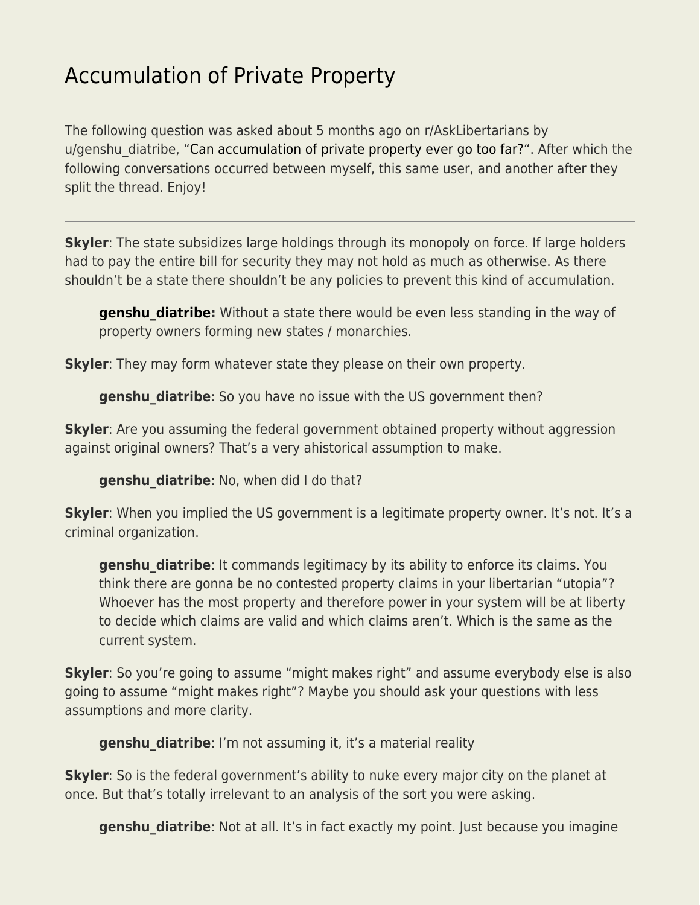# Accumulation of Private Property

The following question was asked about 5 months ago on r/AskLibertarians by u/genshu_diatribe, "Can accumulation of private property ever go too far?". After which the following conversations occurred between myself, this same user, and another after they split the thread. Enjoy!

---

**Skyler**: The state subsidizes large holdings through its monopoly on force. If large holders had to pay the entire bill for security they may not hold as much as otherwise. As there shouldn't be a state there shouldn't be any policies to prevent this kind of accumulation.

> **genshu_diatribe:** Without a state there would be even less standing in the way of property owners forming new states / monarchies.

**Skyler**: They may form whatever state they please on their own property.

> **genshu_diatribe**: So you have no issue with the US government then?

**Skyler**: Are you assuming the federal government obtained property without aggression against original owners? That's a very ahistorical assumption to make.

> **genshu_diatribe**: No, when did I do that?

**Skyler**: When you implied the US government is a legitimate property owner. It's not. It's a criminal organization.

> **genshu_diatribe**: It commands legitimacy by its ability to enforce its claims. You think there are gonna be no contested property claims in your libertarian "utopia"? Whoever has the most property and therefore power in your system will be at liberty to decide which claims are valid and which claims aren't. Which is the same as the current system.

**Skyler**: So you're going to assume "might makes right" and assume everybody else is also going to assume "might makes right"? Maybe you should ask your questions with less assumptions and more clarity.

> **genshu_diatribe**: I'm not assuming it, it's a material reality

**Skyler**: So is the federal government's ability to nuke every major city on the planet at once. But that's totally irrelevant to an analysis of the sort you were asking.

> **genshu_diatribe**: Not at all. It's in fact exactly my point. Just because you imagine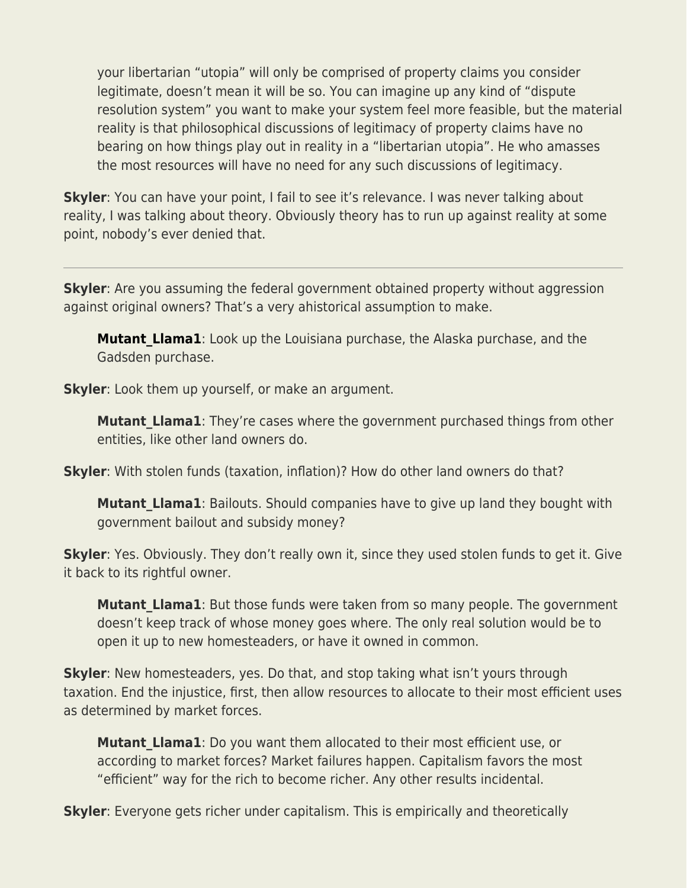> your libertarian "utopia" will only be comprised of property claims you consider legitimate, doesn't mean it will be so. You can imagine up any kind of "dispute resolution system" you want to make your system feel more feasible, but the material reality is that philosophical discussions of legitimacy of property claims have no bearing on how things play out in reality in a "libertarian utopia". He who amasses the most resources will have no need for any such discussions of legitimacy.

**Skyler**: You can have your point, I fail to see it's relevance. I was never talking about reality, I was talking about theory. Obviously theory has to run up against reality at some point, nobody's ever denied that.

---

**Skyler**: Are you assuming the federal government obtained property without aggression against original owners? That's a very ahistorical assumption to make.

> **Mutant_Llama1**: Look up the Louisiana purchase, the Alaska purchase, and the Gadsden purchase.

**Skyler**: Look them up yourself, or make an argument.

> **Mutant_Llama1**: They're cases where the government purchased things from other entities, like other land owners do.

**Skyler**: With stolen funds (taxation, inflation)? How do other land owners do that?

> **Mutant_Llama1**: Bailouts. Should companies have to give up land they bought with government bailout and subsidy money?

**Skyler**: Yes. Obviously. They don't really own it, since they used stolen funds to get it. Give it back to its rightful owner.

> **Mutant_Llama1**: But those funds were taken from so many people. The government doesn't keep track of whose money goes where. The only real solution would be to open it up to new homesteaders, or have it owned in common.

**Skyler**: New homesteaders, yes. Do that, and stop taking what isn't yours through taxation. End the injustice, first, then allow resources to allocate to their most efficient uses as determined by market forces.

> **Mutant_Llama1**: Do you want them allocated to their most efficient use, or according to market forces? Market failures happen. Capitalism favors the most "efficient" way for the rich to become richer. Any other results incidental.

**Skyler**: Everyone gets richer under capitalism. This is empirically and theoretically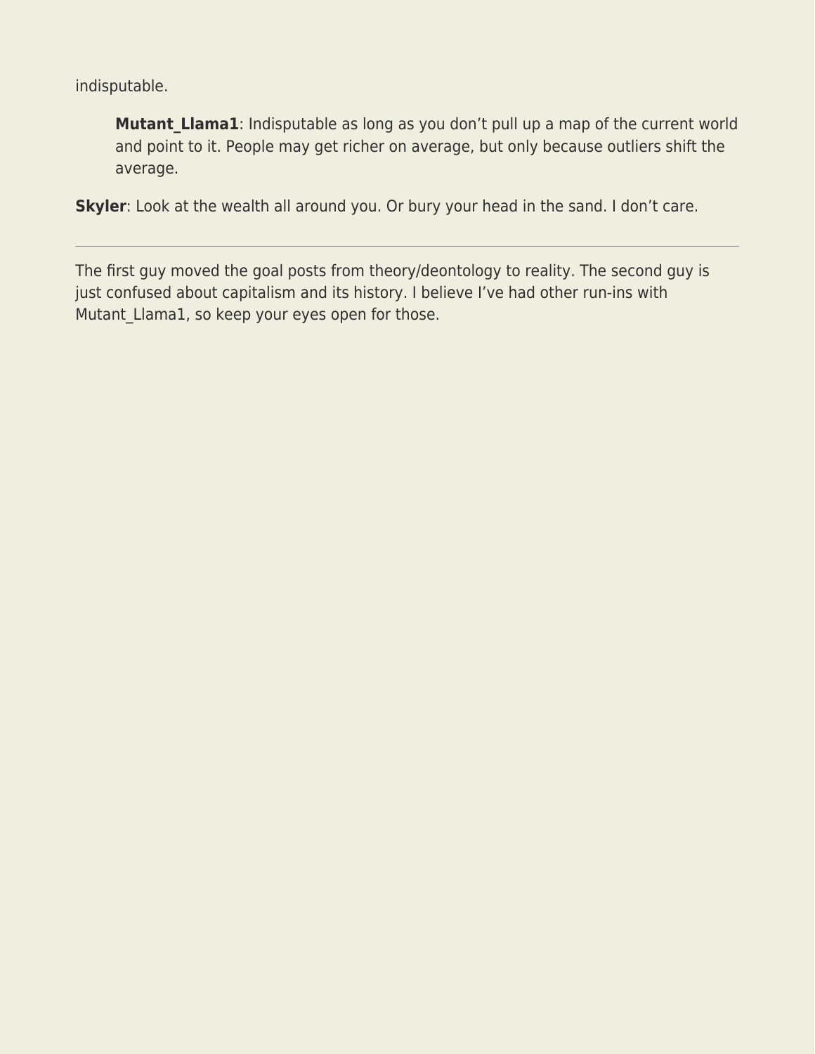indisputable.

> **Mutant_Llama1**: Indisputable as long as you don't pull up a map of the current world and point to it. People may get richer on average, but only because outliers shift the average.

**Skyler**: Look at the wealth all around you. Or bury your head in the sand. I don't care.

---

The first guy moved the goal posts from theory/deontology to reality. The second guy is just confused about capitalism and its history. I believe I've had other run-ins with Mutant_Llama1, so keep your eyes open for those.